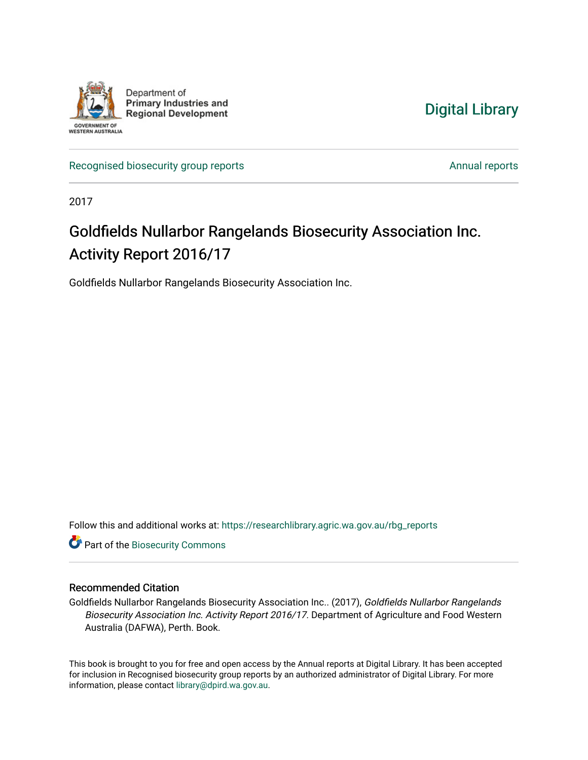Department of
**Primary Industries and Regional Development**

GOVERNMENT OF WESTERN AUSTRALIA

Digital Library

Recognised biosecurity group reports

Annual reports

2017

# Goldfields Nullarbor Rangelands Biosecurity Association Inc. Activity Report 2016/17

Goldfields Nullarbor Rangelands Biosecurity Association Inc.

Follow this and additional works at: https://researchlibrary.agric.wa.gov.au/rbg_reports

Part of the Biosecurity Commons

## Recommended Citation

Goldfields Nullarbor Rangelands Biosecurity Association Inc.. (2017), *Goldfields Nullarbor Rangelands Biosecurity Association Inc. Activity Report 2016/17*. Department of Agriculture and Food Western Australia (DAFWA), Perth. Book.

This book is brought to you for free and open access by the Annual reports at Digital Library. It has been accepted for inclusion in Recognised biosecurity group reports by an authorized administrator of Digital Library. For more information, please contact library@dpird.wa.gov.au.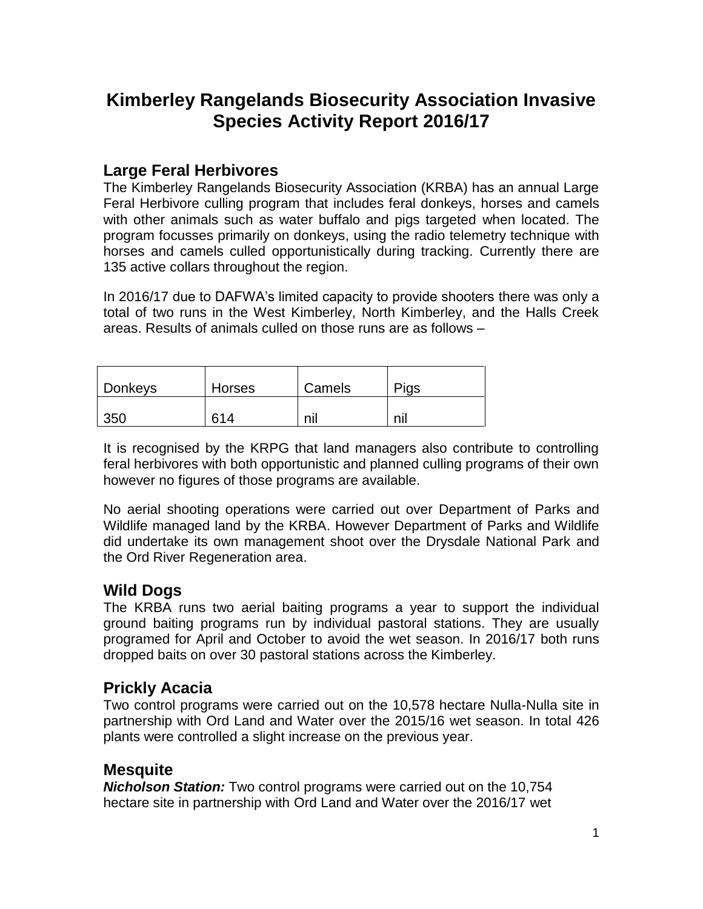# Kimberley Rangelands Biosecurity Association Invasive Species Activity Report 2016/17

## Large Feral Herbivores

The Kimberley Rangelands Biosecurity Association (KRBA) has an annual Large Feral Herbivore culling program that includes feral donkeys, horses and camels with other animals such as water buffalo and pigs targeted when located. The program focusses primarily on donkeys, using the radio telemetry technique with horses and camels culled opportunistically during tracking. Currently there are 135 active collars throughout the region.

In 2016/17 due to DAFWA's limited capacity to provide shooters there was only a total of two runs in the West Kimberley, North Kimberley, and the Halls Creek areas. Results of animals culled on those runs are as follows –

| Donkeys | Horses | Camels | Pigs |
|---|---|---|---|
| 350 | 614 | nil | nil |

It is recognised by the KRPG that land managers also contribute to controlling feral herbivores with both opportunistic and planned culling programs of their own however no figures of those programs are available.

No aerial shooting operations were carried out over Department of Parks and Wildlife managed land by the KRBA. However Department of Parks and Wildlife did undertake its own management shoot over the Drysdale National Park and the Ord River Regeneration area.

## Wild Dogs

The KRBA runs two aerial baiting programs a year to support the individual ground baiting programs run by individual pastoral stations. They are usually programed for April and October to avoid the wet season. In 2016/17 both runs dropped baits on over 30 pastoral stations across the Kimberley.

## Prickly Acacia

Two control programs were carried out on the 10,578 hectare Nulla-Nulla site in partnership with Ord Land and Water over the 2015/16 wet season. In total 426 plants were controlled a slight increase on the previous year.

## Mesquite

***Nicholson Station:*** Two control programs were carried out on the 10,754 hectare site in partnership with Ord Land and Water over the 2016/17 wet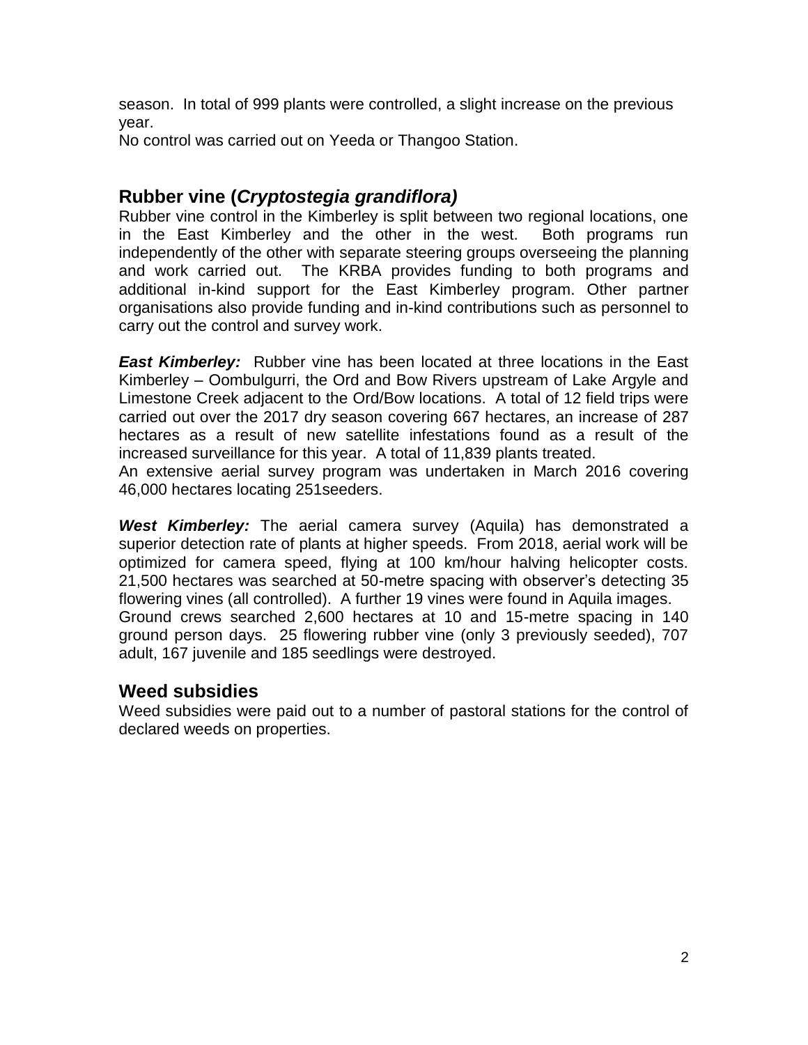season. In total of 999 plants were controlled, a slight increase on the previous year.

No control was carried out on Yeeda or Thangoo Station.

## Rubber vine (*Cryptostegia grandiflora)*

Rubber vine control in the Kimberley is split between two regional locations, one in the East Kimberley and the other in the west. Both programs run independently of the other with separate steering groups overseeing the planning and work carried out. The KRBA provides funding to both programs and additional in-kind support for the East Kimberley program. Other partner organisations also provide funding and in-kind contributions such as personnel to carry out the control and survey work.

***East Kimberley:*** Rubber vine has been located at three locations in the East Kimberley – Oombulgurri, the Ord and Bow Rivers upstream of Lake Argyle and Limestone Creek adjacent to the Ord/Bow locations. A total of 12 field trips were carried out over the 2017 dry season covering 667 hectares, an increase of 287 hectares as a result of new satellite infestations found as a result of the increased surveillance for this year. A total of 11,839 plants treated.

An extensive aerial survey program was undertaken in March 2016 covering 46,000 hectares locating 251seeders.

***West Kimberley:*** The aerial camera survey (Aquila) has demonstrated a superior detection rate of plants at higher speeds. From 2018, aerial work will be optimized for camera speed, flying at 100 km/hour halving helicopter costs. 21,500 hectares was searched at 50-metre spacing with observer's detecting 35 flowering vines (all controlled). A further 19 vines were found in Aquila images.

Ground crews searched 2,600 hectares at 10 and 15-metre spacing in 140 ground person days. 25 flowering rubber vine (only 3 previously seeded), 707 adult, 167 juvenile and 185 seedlings were destroyed.

## Weed subsidies

Weed subsidies were paid out to a number of pastoral stations for the control of declared weeds on properties.